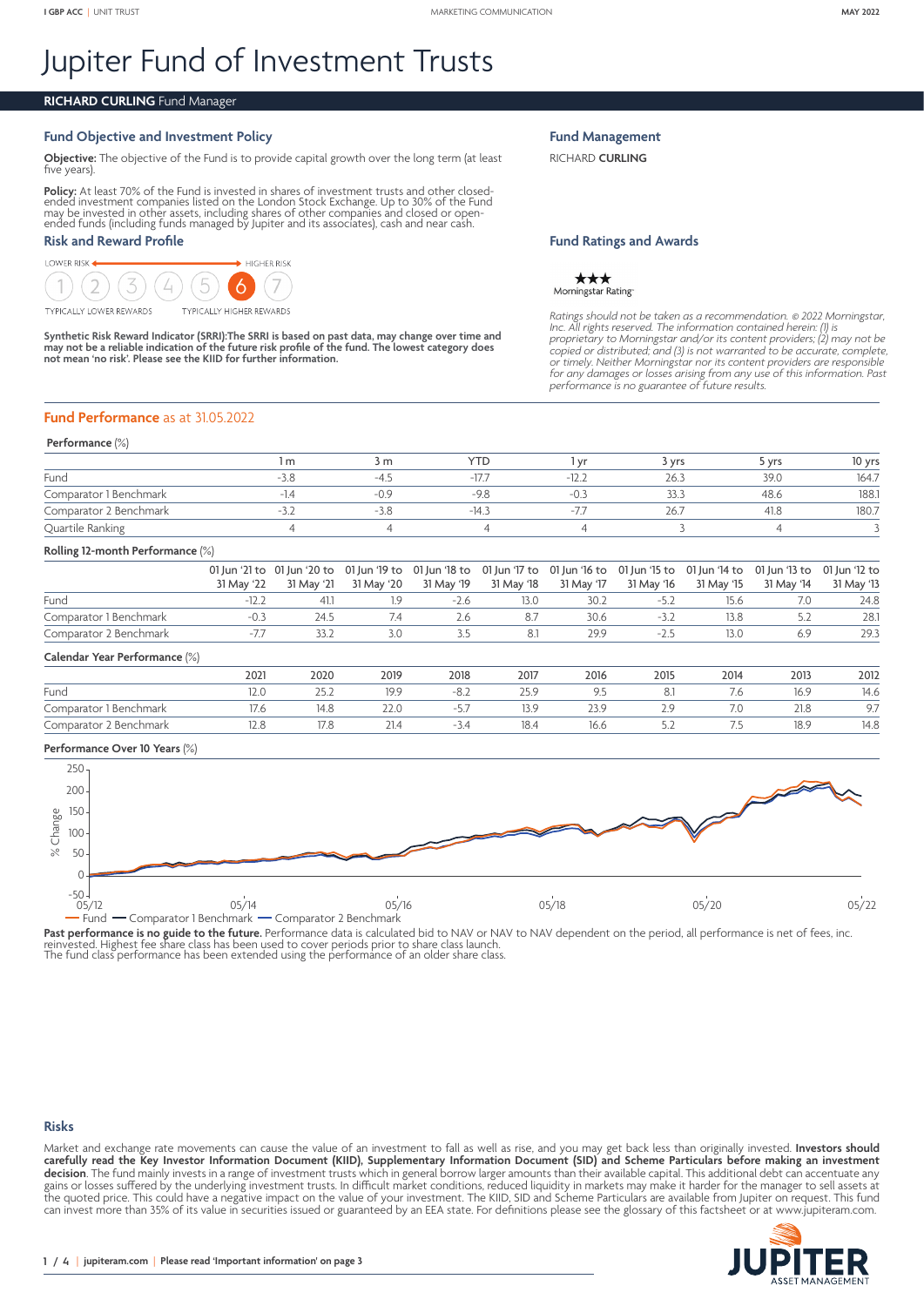I GBP ACC | UNIT TRUST MARKETING COMMUNICATION MAY 2022

# Jupiter Fund of Investment Trusts

**RICHARD CURLING** Fund Manager

## Fund Objective and Investment Policy

**Objective:** The objective of the Fund is to provide capital growth over the long term (at least five years).

**Policy:** At least 70% of the Fund is invested in shares of investment trusts and other closed-ended investment companies listed on the London Stock Exchange. Up to 30% of the Fund may be invested in other assets, including shares of other companies and closed or open-ended funds (including funds managed by Jupiter and its associates), cash and near cash.

## Risk and Reward Profile

LOWER RISK ← → HIGHER RISK

1 2 3 4 5 **6** 7

TYPICALLY LOWER REWARDS — TYPICALLY HIGHER REWARDS

**Synthetic Risk Reward Indicator (SRRI):The SRRI is based on past data, may change over time and may not be a reliable indication of the future risk profile of the fund. The lowest category does not mean 'no risk'. Please see the KIID for further information.**

## Fund Management

RICHARD **CURLING**

## Fund Ratings and Awards

★★★ Morningstar Rating™

*Ratings should not be taken as a recommendation. © 2022 Morningstar, Inc. All rights reserved. The information contained herein: (1) is proprietary to Morningstar and/or its content providers; (2) may not be copied or distributed; and (3) is not warranted to be accurate, complete, or timely. Neither Morningstar nor its content providers are responsible for any damages or losses arising from any use of this information. Past performance is no guarantee of future results.*

## Fund Performance as at 31.05.2022

**Performance** (%)

| | 1 m | 3 m | YTD | 1 yr | 3 yrs | 5 yrs | 10 yrs |
|---|---|---|---|---|---|---|---|
| Fund | -3.8 | -4.5 | -17.7 | -12.2 | 26.3 | 39.0 | 164.7 |
| Comparator 1 Benchmark | -1.4 | -0.9 | -9.8 | -0.3 | 33.3 | 48.6 | 188.1 |
| Comparator 2 Benchmark | -3.2 | -3.8 | -14.3 | -7.7 | 26.7 | 41.8 | 180.7 |
| Quartile Ranking | 4 | 4 | 4 | 4 | 3 | 4 | 3 |

**Rolling 12-month Performance** (%)

| | 01 Jun '21 to 31 May '22 | 01 Jun '20 to 31 May '21 | 01 Jun '19 to 31 May '20 | 01 Jun '18 to 31 May '19 | 01 Jun '17 to 31 May '18 | 01 Jun '16 to 31 May '17 | 01 Jun '15 to 31 May '16 | 01 Jun '14 to 31 May '15 | 01 Jun '13 to 31 May '14 | 01 Jun '12 to 31 May '13 |
|---|---|---|---|---|---|---|---|---|---|---|
| Fund | -12.2 | 41.1 | 1.9 | -2.6 | 13.0 | 30.2 | -5.2 | 15.6 | 7.0 | 24.8 |
| Comparator 1 Benchmark | -0.3 | 24.5 | 7.4 | 2.6 | 8.7 | 30.6 | -3.2 | 13.8 | 5.2 | 28.1 |
| Comparator 2 Benchmark | -7.7 | 33.2 | 3.0 | 3.5 | 8.1 | 29.9 | -2.5 | 13.0 | 6.9 | 29.3 |

**Calendar Year Performance** (%)

| | 2021 | 2020 | 2019 | 2018 | 2017 | 2016 | 2015 | 2014 | 2013 | 2012 |
|---|---|---|---|---|---|---|---|---|---|---|
| Fund | 12.0 | 25.2 | 19.9 | -8.2 | 25.9 | 9.5 | 8.1 | 7.6 | 16.9 | 14.6 |
| Comparator 1 Benchmark | 17.6 | 14.8 | 22.0 | -5.7 | 13.9 | 23.9 | 2.9 | 7.0 | 21.8 | 9.7 |
| Comparator 2 Benchmark | 12.8 | 17.8 | 21.4 | -3.4 | 18.4 | 16.6 | 5.2 | 7.5 | 18.9 | 14.8 |

**Performance Over 10 Years** (%)

— Fund — Comparator 1 Benchmark — Comparator 2 Benchmark

**Past performance is no guide to the future.** Performance data is calculated bid to NAV or NAV to NAV dependent on the period, all performance is net of fees, inc. reinvested. Highest fee share class has been used to cover periods prior to share class launch. The fund class performance has been extended using the performance of an older share class.

## Risks

Market and exchange rate movements can cause the value of an investment to fall as well as rise, and you may get back less than originally invested. **Investors should carefully read the Key Investor Information Document (KIID), Supplementary Information Document (SID) and Scheme Particulars before making an investment decision**. The fund mainly invests in a range of investment trusts which in general borrow larger amounts than their available capital. This additional debt can accentuate any gains or losses suffered by the underlying investment trusts. In difficult market conditions, reduced liquidity in markets may make it harder for the manager to sell assets at the quoted price. This could have a negative impact on the value of your investment. The KIID, SID and Scheme Particulars are available from Jupiter on request. This fund can invest more than 35% of its value in securities issued or guaranteed by an EEA state. For definitions please see the glossary of this factsheet or at www.jupiteram.com.

jupiteram.com | Please read 'Important information' on page 3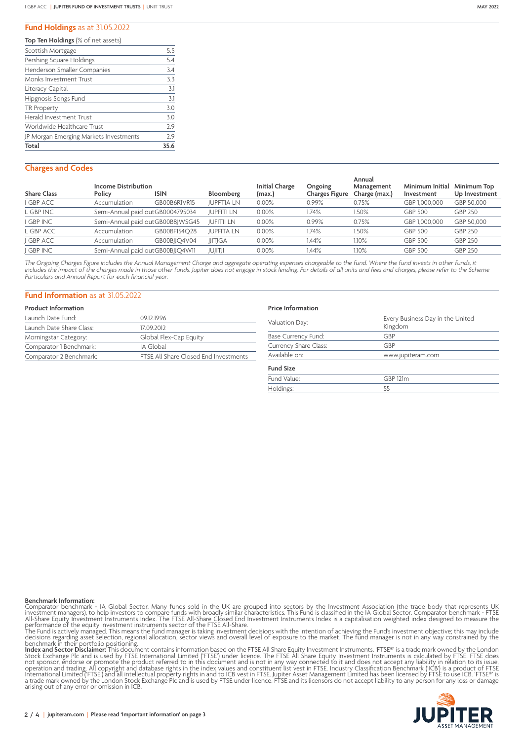## Fund Holdings as at 31.05.2022

**Top Ten Holdings** (% of net assets)

| | |
|---|---|
| Scottish Mortgage | 5.5 |
| Pershing Square Holdings | 5.4 |
| Henderson Smaller Companies | 3.4 |
| Monks Investment Trust | 3.3 |
| Literacy Capital | 3.1 |
| Hipgnosis Songs Fund | 3.1 |
| TR Property | 3.0 |
| Herald Investment Trust | 3.0 |
| Worldwide Healthcare Trust | 2.9 |
| JP Morgan Emerging Markets Investments | 2.9 |
| **Total** | **35.6** |

## Charges and Codes

| Share Class | Income Distribution Policy | ISIN | Bloomberg | Initial Charge (max.) | Ongoing Charges Figure | Annual Management Charge (max.) | Minimum Initial Investment | Minimum Top Up Investment |
|---|---|---|---|---|---|---|---|---|
| I GBP ACC | Accumulation | GB00B6R1VR15 | JUPFTIA LN | 0.00% | 0.99% | 0.75% | GBP 1,000,000 | GBP 50,000 |
| L GBP INC | Semi-Annual paid out | GB0004795034 | JUPFITI LN | 0.00% | 1.74% | 1.50% | GBP 500 | GBP 250 |
| I GBP INC | Semi-Annual paid out | GB00B8JWSG45 | JUFITII LN | 0.00% | 0.99% | 0.75% | GBP 1,000,000 | GBP 50,000 |
| L GBP ACC | Accumulation | GB00BF154Q28 | JUPFITA LN | 0.00% | 1.74% | 1.50% | GBP 500 | GBP 250 |
| J GBP ACC | Accumulation | GB00BJJQ4V04 | JJITJGA | 0.00% | 1.44% | 1.10% | GBP 500 | GBP 250 |
| J GBP INC | Semi-Annual paid out | GB00BJJQ4W11 | JUJITJI | 0.00% | 1.44% | 1.10% | GBP 500 | GBP 250 |

*The Ongoing Charges Figure includes the Annual Management Charge and aggregate operating expenses chargeable to the fund. Where the fund invests in other funds, it includes the impact of the charges made in those other funds. Jupiter does not engage in stock lending. For details of all units and fees and charges, please refer to the Scheme Particulars and Annual Report for each financial year.*

## Fund Information as at 31.05.2022

**Product Information**

| | |
|---|---|
| Launch Date Fund: | 09.12.1996 |
| Launch Date Share Class: | 17.09.2012 |
| Morningstar Category: | Global Flex-Cap Equity |
| Comparator 1 Benchmark: | IA Global |
| Comparator 2 Benchmark: | FTSE All Share Closed End Investments |

**Price Information**

| | |
|---|---|
| Valuation Day: | Every Business Day in the United Kingdom |
| Base Currency Fund: | GBP |
| Currency Share Class: | GBP |
| Available on: | www.jupiteram.com |

**Fund Size**

| | |
|---|---|
| Fund Value: | GBP 121m |
| Holdings: | 55 |

**Benchmark Information:**
Comparator benchmark - IA Global Sector. Many funds sold in the UK are grouped into sectors by the Investment Association (the trade body that represents UK investment managers), to help investors to compare funds with broadly similar characteristics. This Fund is classified in the IA Global Sector. Comparator benchmark - FTSE All-Share Equity Investment Instruments Index. The FTSE All-Share Closed End Investment Instruments Index is a capitalisation weighted index designed to measure the performance of the equity investment instruments sector of the FTSE All-Share.
The Fund is actively managed. This means the fund manager is taking investment decisions with the intention of achieving the Fund's investment objective; this may include decisions regarding asset selection, regional allocation, sector views and overall level of exposure to the market. The fund manager is not in any way constrained by the benchmark in their portfolio positioning.
**Index and Sector Disclaimer:** This document contains information based on the FTSE All Share Equity Investment Instruments. 'FTSE®' is a trade mark owned by the London Stock Exchange Plc and is used by FTSE International Limited ('FTSE') under licence. The FTSE All Share Equity Investment Instruments is calculated by FTSE. FTSE does not sponsor, endorse or promote the product referred to in this document and is not in any way connected to it and does not accept any liability in relation to its issue, operation and trading. All copyright and database rights in the index values and constituent list vest in FTSE. Industry Classification Benchmark ('ICB') is a product of FTSE International Limited ('FTSE') and all intellectual property rights in and to ICB vest in FTSE. Jupiter Asset Management Limited has been licensed by FTSE to use ICB. 'FTSE®' is a trade mark owned by the London Stock Exchange Plc and is used by FTSE under licence. FTSE and its licensors do not accept liability to any person for any loss or damage arising out of any error or omission in ICB.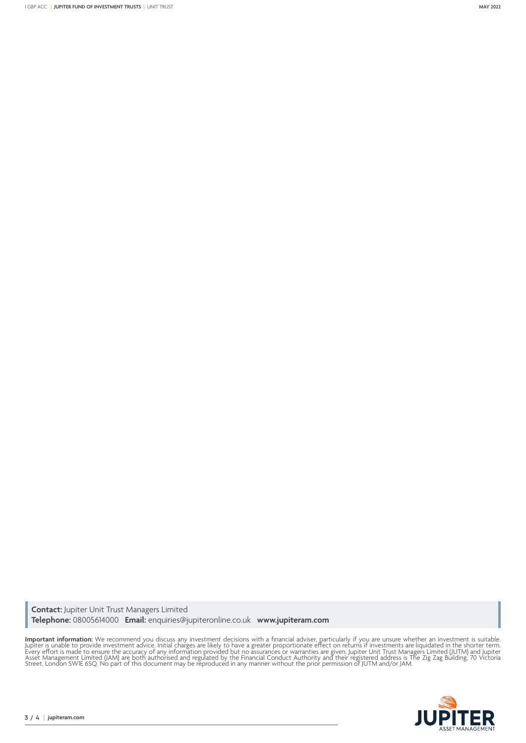**Contact:** Jupiter Unit Trust Managers Limited
**Telephone:** 08005614000 **Email:** enquiries@jupiteronline.co.uk **www.jupiteram.com**

**Important information:** We recommend you discuss any investment decisions with a financial adviser, particularly if you are unsure whether an investment is suitable. Jupiter is unable to provide investment advice. Initial charges are likely to have a greater proportionate effect on returns if investments are liquidated in the shorter term. Every effort is made to ensure the accuracy of any information provided but no assurances or warranties are given. Jupiter Unit Trust Managers Limited (JUTM) and Jupiter Asset Management Limited (JAM) are both authorised and regulated by the Financial Conduct Authority and their registered address is The Zig Zag Building, 70 Victoria Street, London SW1E 6SQ. No part of this document may be reproduced in any manner without the prior permission of JUTM and/or JAM.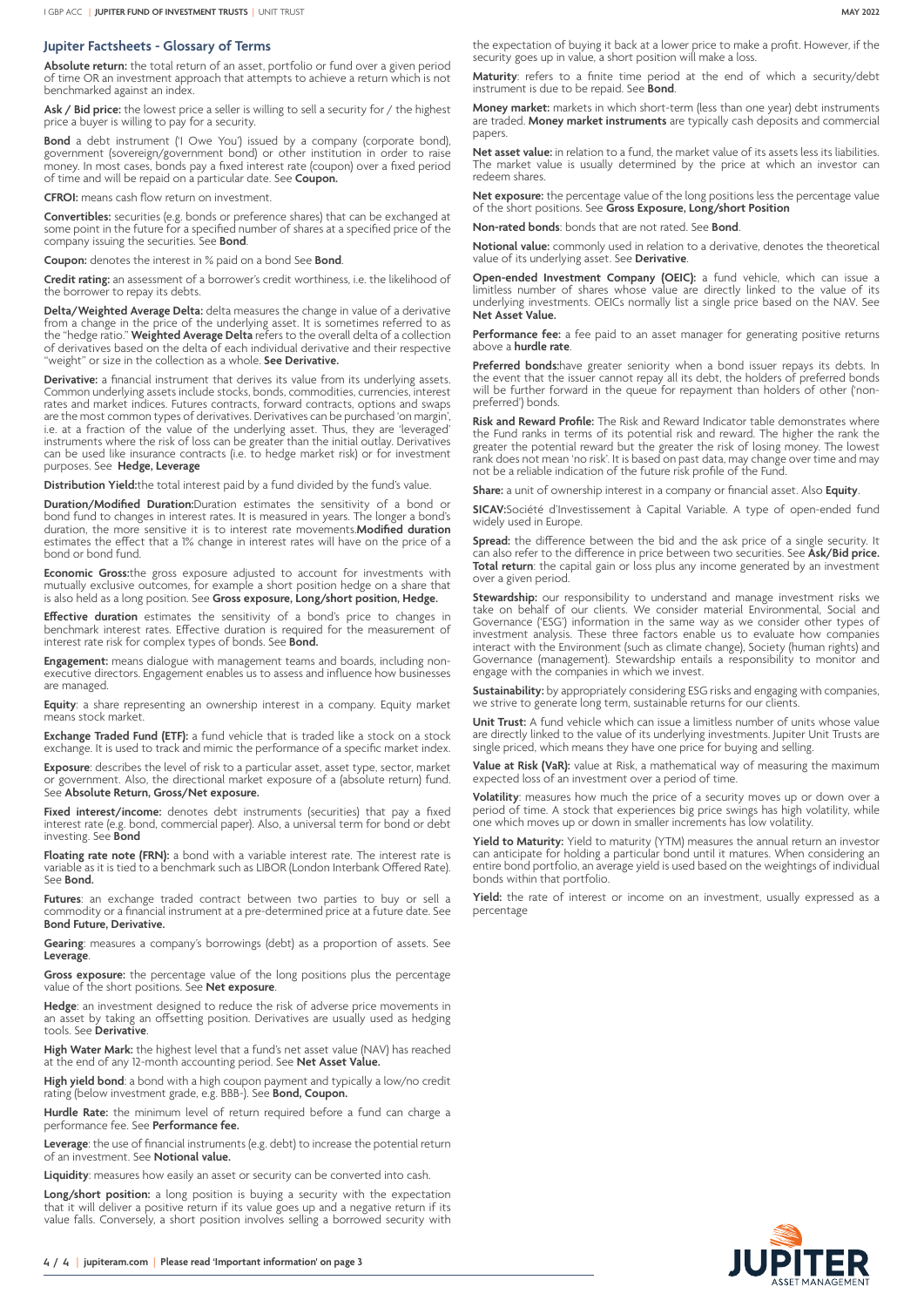## Jupiter Factsheets - Glossary of Terms

**Absolute return:** the total return of an asset, portfolio or fund over a given period of time OR an investment approach that attempts to achieve a return which is not benchmarked against an index.

**Ask / Bid price:** the lowest price a seller is willing to sell a security for / the highest price a buyer is willing to pay for a security.

**Bond** a debt instrument ('I Owe You') issued by a company (corporate bond), government (sovereign/government bond) or other institution in order to raise money. In most cases, bonds pay a fixed interest rate (coupon) over a fixed period of time and will be repaid on a particular date. See **Coupon.**

**CFROI:** means cash flow return on investment.

**Convertibles:** securities (e.g. bonds or preference shares) that can be exchanged at some point in the future for a specified number of shares at a specified price of the company issuing the securities. See **Bond**.

**Coupon:** denotes the interest in % paid on a bond See **Bond**.

**Credit rating:** an assessment of a borrower's credit worthiness, i.e. the likelihood of the borrower to repay its debts.

**Delta/Weighted Average Delta:** delta measures the change in value of a derivative from a change in the price of the underlying asset. It is sometimes referred to as the "hedge ratio." **Weighted Average Delta** refers to the overall delta of a collection of derivatives based on the delta of each individual derivative and their respective "weight" or size in the collection as a whole. **See Derivative.**

**Derivative:** a financial instrument that derives its value from its underlying assets. Common underlying assets include stocks, bonds, commodities, currencies, interest rates and market indices. Futures contracts, forward contracts, options and swaps are the most common types of derivatives. Derivatives can be purchased 'on margin', i.e. at a fraction of the value of the underlying asset. Thus, they are 'leveraged' instruments where the risk of loss can be greater than the initial outlay. Derivatives can be used like insurance contracts (i.e. to hedge market risk) or for investment purposes. See **Hedge, Leverage**

**Distribution Yield:**the total interest paid by a fund divided by the fund's value.

**Duration/Modified Duration:**Duration estimates the sensitivity of a bond or bond fund to changes in interest rates. It is measured in years. The longer a bond's duration, the more sensitive it is to interest rate movements.**Modified duration** estimates the effect that a 1% change in interest rates will have on the price of a bond or bond fund.

**Economic Gross:**the gross exposure adjusted to account for investments with mutually exclusive outcomes, for example a short position hedge on a share that is also held as a long position. See **Gross exposure, Long/short position, Hedge.**

**Effective duration** estimates the sensitivity of a bond's price to changes in benchmark interest rates. Effective duration is required for the measurement of interest rate risk for complex types of bonds. See **Bond.**

**Engagement:** means dialogue with management teams and boards, including non-executive directors. Engagement enables us to assess and influence how businesses are managed.

**Equity**: a share representing an ownership interest in a company. Equity market means stock market.

**Exchange Traded Fund (ETF):** a fund vehicle that is traded like a stock on a stock exchange. It is used to track and mimic the performance of a specific market index.

**Exposure**: describes the level of risk to a particular asset, asset type, sector, market or government. Also, the directional market exposure of a (absolute return) fund. See **Absolute Return, Gross/Net exposure.**

**Fixed interest/income:** denotes debt instruments (securities) that pay a fixed interest rate (e.g. bond, commercial paper). Also, a universal term for bond or debt investing. See **Bond**

**Floating rate note (FRN):** a bond with a variable interest rate. The interest rate is variable as it is tied to a benchmark such as LIBOR (London Interbank Offered Rate). See **Bond.**

**Futures**: an exchange traded contract between two parties to buy or sell a commodity or a financial instrument at a pre-determined price at a future date. See **Bond Future, Derivative.**

**Gearing**: measures a company's borrowings (debt) as a proportion of assets. See **Leverage**.

**Gross exposure:** the percentage value of the long positions plus the percentage value of the short positions. See **Net exposure**.

**Hedge**: an investment designed to reduce the risk of adverse price movements in an asset by taking an offsetting position. Derivatives are usually used as hedging tools. See **Derivative**.

**High Water Mark:** the highest level that a fund's net asset value (NAV) has reached at the end of any 12-month accounting period. See **Net Asset Value.**

**High yield bond**: a bond with a high coupon payment and typically a low/no credit rating (below investment grade, e.g. BBB-). See **Bond, Coupon.**

**Hurdle Rate:** the minimum level of return required before a fund can charge a performance fee. See **Performance fee.**

**Leverage**: the use of financial instruments (e.g. debt) to increase the potential return of an investment. See **Notional value.**

**Liquidity**: measures how easily an asset or security can be converted into cash.

**Long/short position:** a long position is buying a security with the expectation that it will deliver a positive return if its value goes up and a negative return if its value falls. Conversely, a short position involves selling a borrowed security with the expectation of buying it back at a lower price to make a profit. However, if the security goes up in value, a short position will make a loss.

**Maturity**: refers to a finite time period at the end of which a security/debt instrument is due to be repaid. See **Bond**.

**Money market:** markets in which short-term (less than one year) debt instruments are traded. **Money market instruments** are typically cash deposits and commercial papers.

**Net asset value:** in relation to a fund, the market value of its assets less its liabilities. The market value is usually determined by the price at which an investor can redeem shares.

**Net exposure:** the percentage value of the long positions less the percentage value of the short positions. See **Gross Exposure, Long/short Position**

**Non-rated bonds**: bonds that are not rated. See **Bond**.

**Notional value:** commonly used in relation to a derivative, denotes the theoretical value of its underlying asset. See **Derivative**.

**Open-ended Investment Company (OEIC):** a fund vehicle, which can issue a limitless number of shares whose value are directly linked to the value of its underlying investments. OEICs normally list a single price based on the NAV. See **Net Asset Value.**

**Performance fee:** a fee paid to an asset manager for generating positive returns above a **hurdle rate**.

**Preferred bonds:**have greater seniority when a bond issuer repays its debts. In the event that the issuer cannot repay all its debt, the holders of preferred bonds will be further forward in the queue for repayment than holders of other ('non-preferred') bonds.

**Risk and Reward Profile:** The Risk and Reward Indicator table demonstrates where the Fund ranks in terms of its potential risk and reward. The higher the rank the greater the potential reward but the greater the risk of losing money. The lowest rank does not mean 'no risk'. It is based on past data, may change over time and may not be a reliable indication of the future risk profile of the Fund.

**Share:** a unit of ownership interest in a company or financial asset. Also **Equity**.

**SICAV:**Société d'Investissement à Capital Variable. A type of open-ended fund widely used in Europe.

**Spread:** the difference between the bid and the ask price of a single security. It can also refer to the difference in price between two securities. See **Ask/Bid price.**
**Total return**: the capital gain or loss plus any income generated by an investment over a given period.

**Stewardship:** our responsibility to understand and manage investment risks we take on behalf of our clients. We consider material Environmental, Social and Governance ('ESG') information in the same way as we consider other types of investment analysis. These three factors enable us to evaluate how companies interact with the Environment (such as climate change), Society (human rights) and Governance (management). Stewardship entails a responsibility to monitor and engage with the companies in which we invest.

**Sustainability:** by appropriately considering ESG risks and engaging with companies, we strive to generate long term, sustainable returns for our clients.

**Unit Trust:** A fund vehicle which can issue a limitless number of units whose value are directly linked to the value of its underlying investments. Jupiter Unit Trusts are single priced, which means they have one price for buying and selling.

**Value at Risk (VaR):** value at Risk, a mathematical way of measuring the maximum expected loss of an investment over a period of time.

**Volatility**: measures how much the price of a security moves up or down over a period of time. A stock that experiences big price swings has high volatility, while one which moves up or down in smaller increments has low volatility.

**Yield to Maturity:** Yield to maturity (YTM) measures the annual return an investor can anticipate for holding a particular bond until it matures. When considering an entire bond portfolio, an average yield is used based on the weightings of individual bonds within that portfolio.

**Yield:** the rate of interest or income on an investment, usually expressed as a percentage